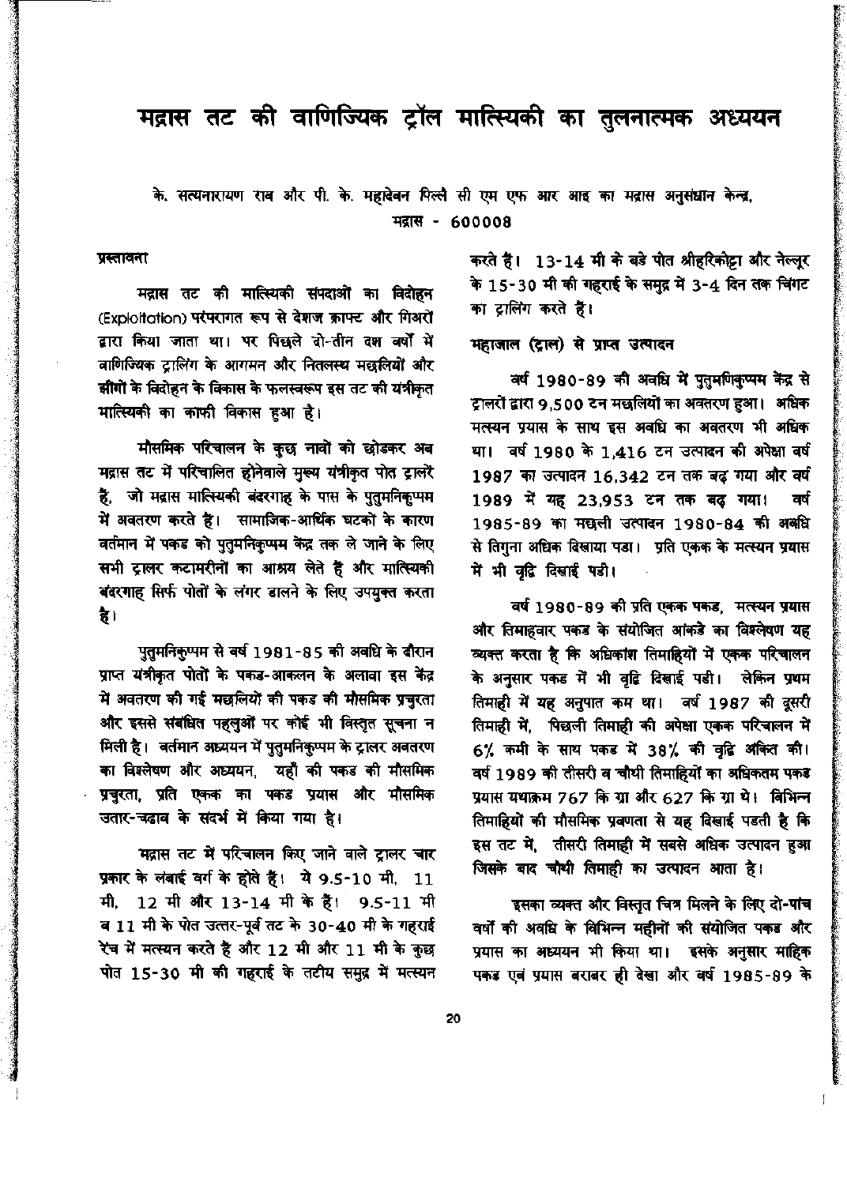# मद्रास तट की वाणिज्यिक ट्रॉल मात्स्यिकी का तुलनात्मक अध्ययन

के. सत्यनारायण राव और पी. के. महादेवन पिल्लै सी एम एफ आर आइ का मद्रास अनुसंधान केन्द्र, मद्रास - 600008

## प्रस्तावना

मद्रास तट की मात्स्यिकी संपदाओं का विदोहन (Exploitation) परंपरागत रूप से देशज क्राफ्ट और गिअरों द्वारा किया जाता था। पर पिछले दो-तीन दश वर्षों में वाणिज्यिक ट्रालिंग के आगमन और नितलस्थ मछलियों और झींगों के विदोहन के विकास के फलस्वरूप इस तट की यंत्रीकृत मात्स्यिकी का काफी विकास हुआ है।

मौसमिक परिचालन के कुछ नावों को छोडकर अब मद्रास तट में परिचालित होनेवाले मुख्य यंत्रीकृत पोत ट्रालरें हैं, जो मद्रास मात्स्यिकी बंदरगाह के पास के पुतुमनिकुप्पम में अवतरण करते है। सामाजिक-आर्थिक घटकों के कारण वर्तमान में पकड को पुतुमनिकुप्पम केंद्र तक ले जाने के लिए सभी ट्रालर कटामरीनों का आश्रय लेते हैं और मात्स्यिकी बंदरगाह सिर्फ पोतों के लंगर डालने के लिए उपयुक्त करता है।

पुतुमनिकुप्पम से वर्ष 1981-85 की अवधि के दौरान प्राप्त यंत्रीकृत पोतों के पकड-आकलन के अलावा इस केंद्र में अवतरण की गई मछलियों की पकड की मौसमिक प्रचुरता और इससे संबंधित पहलुओं पर कोई भी विस्तृत सूचना न मिली है। वर्तमान अध्ययन में पुतुमनिकुप्पम के ट्रालर अवतरण का विश्लेषण और अध्ययन, यहाँ की पकड की मौसमिक प्रचुरता, प्रति एकक का पकड प्रयास और मौसमिक उतार-चढाव के संदर्भ में किया गया है।

मद्रास तट में परिचालन किए जाने वाले ट्रालर चार प्रकार के लंबाई वर्ग के होते हैं। ये 9.5-10 मी, 11 मी, 12 मी और 13-14 मी के हैं। 9.5-11 मी व 11 मी के पोत उत्तर-पूर्व तट के 30-40 मी के गहराई रेंच में मत्स्यन करते है और 12 मी और 11 मी के कुछ पोत 15-30 मी की गहराई के तटीय समुद्र में मत्स्यन करते हैं। 13-14 मी के बडे पोत श्रीहरिकोट्टा और नेल्लूर के 15-30 मी की गहराई के समुद्र में 3-4 दिन तक चिंगट का ट्रालिंग करते हैं।

## महाजाल (ट्राल) से प्राप्त उत्पादन

वर्ष 1980-89 की अवधि में पुतुमणिकुप्पम केंद्र से ट्रालरों द्वारा 9,500 टन मछलियों का अवतरण हुआ। अधिक मत्स्यन प्रयास के साथ इस अवधि का अवतरण भी अधिक था। वर्ष 1980 के 1,416 टन उत्पादन की अपेक्षा वर्ष 1987 का उत्पादन 16,342 टन तक बढ गया और वर्ष 1989 में यह 23,953 टन तक बढ गया। वर्ष 1985-89 का मछली उत्पादन 1980-84 की अवधि से तिगुना अधिक दिखाया पडा। प्रति एकक के मत्स्यन प्रयास में भी वृद्धि दिखाई पडी।

वर्ष 1980-89 की प्रति एकक पकड, मत्स्यन प्रयास और तिमाहवार पकड के संयोजित आंकडे का विश्लेषण यह व्यक्त करता है कि अधिकांश तिमाहियों में एकक परिचालन के अनुसार पकड में भी वृद्धि दिखाई पडी। लेकिन प्रथम तिमाही में यह अनुपात कम था। वर्ष 1987 की दूसरी तिमाही में, पिछली तिमाही की अपेक्षा एकक परिचालन में 6% कमी के साथ पकड में 38% की वृद्धि अंकित की। वर्ष 1989 की तीसरी व चौथी तिमाहियों का अधिकतम पकड प्रयास यथाक्रम 767 कि ग्रा और 627 कि ग्रा थे। विभिन्न तिमाहियों की मौसमिक प्रवणता से यह दिखाई पडती है कि इस तट में, तीसरी तिमाही में सबसे अधिक उत्पादन हुआ जिसके बाद चौथी तिमाही का उत्पादन आता है।

इसका व्यक्त और विस्तृत चित्र मिलने के लिए दो-पांच वर्षों की अवधि के विभिन्न महीनों की संयोजित पकड और प्रयास का अध्ययन भी किया था। इसके अनुसार माहिक पकड एवं प्रयास बराबर ही देखा और वर्ष 1985-89 के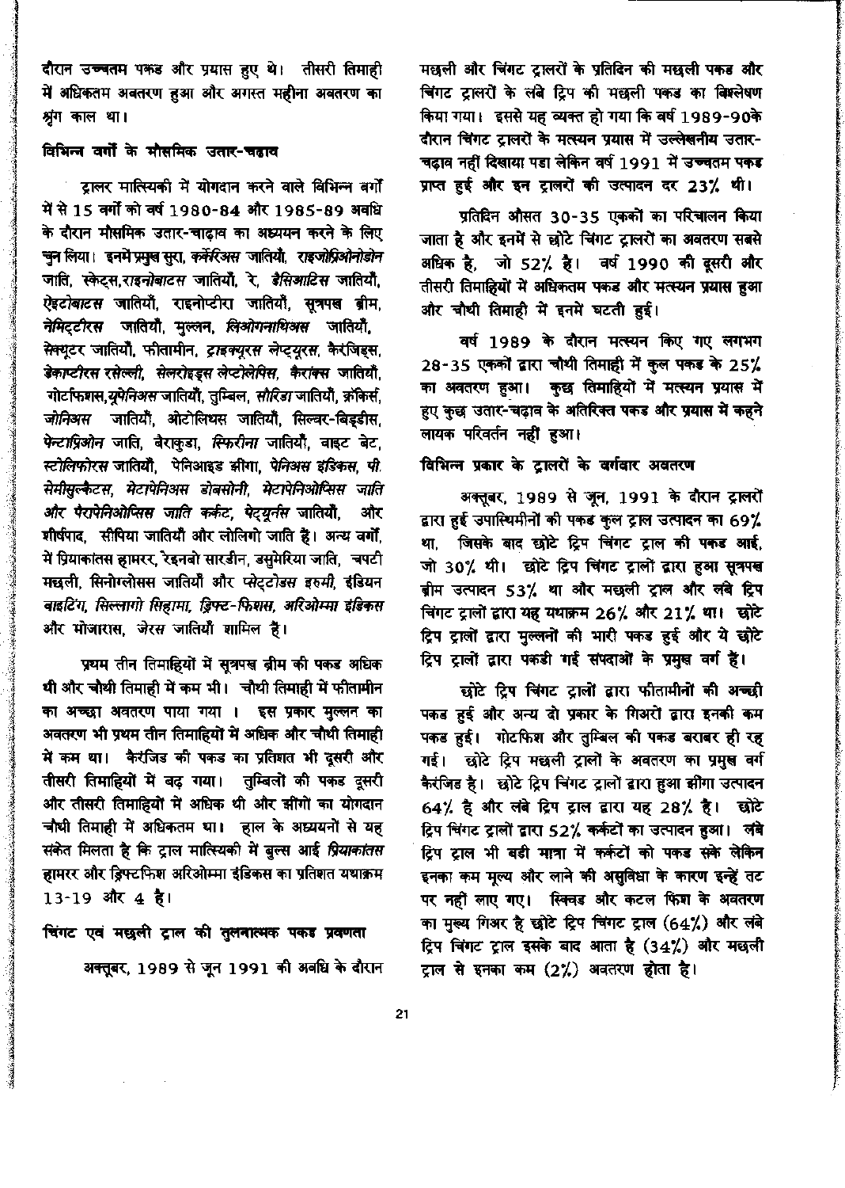दौरान उच्चतम पकड और प्रयास हुए थे। तीसरी तिमाही में अधिकतम अवतरण हुआ और अगस्त महीना अवतरण का श्रृंग काल था।

### विभिन्न वर्गों के मौसमिक उतार-चढ़ाव

ट्रालर मात्स्यिकी में योगदान करने वाले विभिन्न वर्गों में से 15 वर्गों को वर्ष 1980-84 और 1985-89 अवधि के दौरान मौसमिक उतार-चाढ़ाव का अध्ययन करने के लिए चुन लिया। इनमें प्रमुख सुरा, *कर्केरिअस* जातियाँ, *राइजोप्रिओनोडोन* जाति, स्केट्स,*राइनोबाटस* जातियाँ, रे, *डैसिआटिस* जातियाँ, *ऐट्टोबाटस* जातियाँ, राइनोप्टीरा जातियाँ, सूत्रपख ब्रीम, *नेमिट्टीरस* जातियाँ, मुल्लन, *लिओग्नाथिअस* जातियाँ, *सेक्यूटर* जातियाँ, फीतामीन, *ट्राइक्यूरस लेप्ट्यूरस*, कैरंजिड्स, *डेकाप्टीरस रसेल्ली, सेलरोइड्स लेप्टोलेपिस, कैरांक्स* जातियाँ, गोटफिशस,*यूपेनिअस* जातियाँ, तुम्बिल, *सौरिडा* जातियाँ, क्रोकिर्स, *जोनिअस* जातियाँ, ओटोलिथस जातियाँ, सिल्वर-बिड्डीस, *पेन्टाप्रिओन* जाति, बेराकुडा, *स्फिरीना* जातियाँ, वाइट बेट, *स्टोलिफोरस* जातियाँ, पेनिआइड झींगा, *पेनिअस इंडिकस, पी. सेमीसुल्कैटस, मेटापेनिअस डोबसोनी, मेटापेनिओप्सिस जाति और पैरापेनिओप्सिस जाति कर्कट, पेद्यूर्नस* जातियाँ, और शीर्षपाद, सीपिया जातियाँ और लोलिगो जाति हैं। अन्य वर्गों, में प्रियाकांतस हामरर, रेइनबो सारडीन, डसुमेरिया जाति, चपटी मछली, सिनोग्लोसस जातियाँ और प्सेट्टोडस इरुमी, *इंडियन वाइटिंग, सिल्लागो सिहामा, ड्रिफ्ट-फिशस, अरिओम्मा इंडिकस* और मोजारास, जेरस जातियाँ शामिल हैं।

प्रथम तीन तिमाहियों में सूत्रपख ब्रीम की पकड अधिक थी और चौथी तिमाही में कम भी। चौथी तिमाही में फीतामीन का अच्छा अवतरण पाया गया । इस प्रकार मुल्लन का अवतरण भी प्रथम तीन तिमाहियों में अधिक और चौथी तिमाही में कम था। कैरंजिड की पकड का प्रतिशत भी दूसरी और तीसरी तिमाहियों में बढ़ गया। तुम्बिलों की पकड दूसरी और तीसरी तिमाहियों में अधिक थी और झींगों का योगदान चौथी तिमाही में अधिकतम था। हाल के अध्ययनों से यह संकेत मिलता है कि ट्राल मात्स्यिकी में बुल्स आई *प्रियाकांतस* हामरर और ड्रिफ्टफिश अरिओम्मा इंडिकस का प्रतिशत यथाक्रम 13-19 और 4 है।

### चिंगट एवं मछली ट्राल की तुलनात्मक पकड प्रवणता

अक्तूबर, 1989 से जून 1991 की अवधि के दौरान मछली और चिंगट ट्रालरों के प्रतिदिन की मछली पकड और चिंगट ट्रालरों के लंबे ट्रिप की मछली पकड का विश्लेषण किया गया। इससे यह व्यक्त हो गया कि वर्ष 1989-90के दौरान चिंगट ट्रालरों के मत्स्यन प्रयास में उल्लेखनीय उतार-चढ़ाव नहीं दिखाया पडा लेकिन वर्ष 1991 में उच्चतम पकड प्राप्त हुई और इन ट्रालरों की उत्पादन दर 23% थी।

प्रतिदिन औसत 30-35 एककों का परिचालन किया जाता है और इनमें से छोटे चिंगट ट्रालरों का अवतरण सबसे अधिक है, जो 52% है। वर्ष 1990 की दूसरी और तीसरी तिमाहियों में अधिकतम पकड और मत्स्यन प्रयास हुआ और चौथी तिमाही में इनमें घटती हुई।

वर्ष 1989 के दौरान मत्स्यन किए गए लगभग 28-35 एककों द्वारा चौथी तिमाही में कुल पकड के 25% का अवतरण हुआ। कुछ तिमाहियों में मत्स्यन प्रयास में हुए कुछ उतार-चढ़ाव के अतिरिक्त पकड और प्रयास में कहने लायक परिवर्तन नहीं हुआ।

### विभिन्न प्रकार के ट्रालरों के वर्गवार अवतरण

अक्तूबर, 1989 से जून, 1991 के दौरान ट्रालरों द्वारा हुई उपास्थिमीनों की पकड कुल ट्राल उत्पादन का 69% था, जिसके बाद छोटे ट्रिप चिंगट ट्राल की पकड आई, जो 30% थी। छोटे ट्रिप चिंगट ट्रालों द्वारा हुआ सूत्रपख ब्रीम उत्पादन 53% था और मछली ट्राल और लंबे ट्रिप चिंगट ट्रालों द्वारा यह यथाक्रम 26% और 21% था। छोटे ट्रिप ट्रालों द्वारा मुल्लनों की भारी पकड हुई और ये छोटे ट्रिप ट्रालों द्वारा पकडी गई संपदाओं के प्रमुख वर्ग हैं।

छोटे ट्रिप चिंगट ट्रालों द्वारा फीतामीनों की अच्छी पकड हुई और अन्य दो प्रकार के गिअरों द्वारा इनकी कम पकड हुई। गोटफिश और तुम्बिल की पकड बराबर ही रह गई। छोटे ट्रिप मछली ट्रालों के अवतरण का प्रमुख वर्ग कैरंजिड है। छोटे ट्रिप चिंगट ट्रालों द्वारा हुआ झींगा उत्पादन 64% है और लंबे ट्रिप ट्राल द्वारा यह 28% है। छोटे ट्रिप चिंगट ट्रालों द्वारा 52% कर्कटों का उत्पादन हुआ। लंबे ट्रिप ट्राल भी बडी मात्रा में कर्कटों को पकड सके लेकिन इनका कम मूल्य और लाने की असुविधा के कारण इन्हें तट पर नहीं लाए गए। स्क्विड और कटल फिश के अवतरण का मुख्य गिअर है छोटे ट्रिप चिंगट ट्राल (64%) और लंबे ट्रिप चिंगट ट्राल इसके बाद आता है (34%) और मछली ट्राल से इनका कम (2%) अवतरण होता है।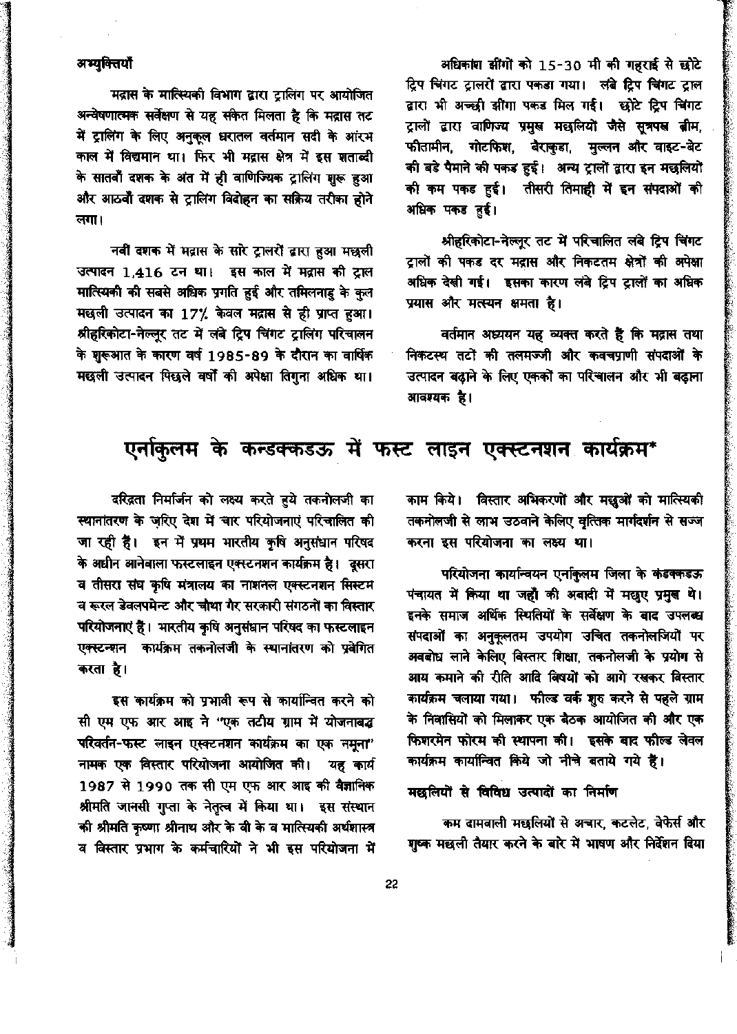#### अभ्युक्तियाँ

मद्रास के मात्स्यिकी विभाग द्वारा ट्रालिंग पर आयोजित अन्वेषणात्मक सर्वेक्षण से यह संकेत मिलता है कि मद्रास तट में ट्रालिंग के लिए अनुकूल धरातल वर्तमान सदी के आरंभ काल में विद्यमान था। फिर भी मद्रास क्षेत्र में इस शताब्दी के सातवाँ दशक के अंत में ही वाणिज्यिक ट्रालिंग शुरू हुआ और आठवाँ दशक से ट्रालिंग विदोहन का सक्रिय तरीका होने लगा।

नवीं दशक में मद्रास के सारे ट्रालरों द्वारा हुआ मछली उत्पादन 1,416 टन था। इस काल में मद्रास की ट्राल मात्स्यिकी की सबसे अधिक प्रगति हुई और तमिलनाडु के कुल मछली उत्पादन का 17% केवल मद्रास से ही प्राप्त हुआ। श्रीहरिकोटा-नेल्लूर तट में लंबे ट्रिप चिंगट ट्रालिंग परिचालन के शुरूआत के कारण वर्ष 1985-89 के दौरान का वार्षिक मछली उत्पादन पिछले वर्षों की अपेक्षा तिगुना अधिक था।

अधिकांश झींगों को 15-30 मी की गहराई से छोटे ट्रिप चिंगट ट्रालरों द्वारा पकडा गया। लंबे ट्रिप चिंगट ट्राल द्वारा भी अच्छी झींगा पकड मिल गई। छोटे ट्रिप चिंगट ट्रालों द्वारा वाणिज्य प्रमुख मछलियों जैसे सूत्रपख ब्रीम, फीतामीन, गोटफिश, बैराकुडा, मुल्लन और वाइट-बेट की बडे पैमाने की पकड हुई। अन्य ट्रालों द्वारा इन मछलियों की कम पकड हुई। तीसरी तिमाही में इन संपदाओं की अधिक पकड हुई।

श्रीहरिकोटा-नेल्लूर तट में परिचालित लंबे ट्रिप चिंगट ट्रालों की पकड दर मद्रास और निकटतम क्षेत्रों की अपेक्षा अधिक देखी गई। इसका कारण लंबे ट्रिप ट्रालों का अधिक प्रयास और मत्स्यन क्षमता है।

वर्तमान अध्ययन यह व्यक्त करते हैं कि मद्रास तथा निकटस्थ तटों की तलमज्जी और कवचप्राणी संपदाओं के उत्पादन बढ़ाने के लिए एककों का परिचालन और भी बढ़ाना आवश्यक है।

## एर्नाकुलम के कन्डक्कडऊ में फस्ट लाइन एक्स्टनशन कार्यक्रम*

दरिद्रता निर्मार्जन को लक्ष्य करते हुये तकनोलजी का स्थानांतरण के ज़रिए देश में चार परियोजनाएं परिचालित की जा रही हैं। इन में प्रथम भारतीय कृषि अनुसंधान परिषद के अधीन आनेवाला फस्टलाइन एक्स्टनशन कार्यक्रम है। दूसरा व तीसरा संघ कृषि मंत्रालय का नाशनल एक्स्टनशन सिस्टम व रूरल डेवलपमेन्ट और चौथा गैर सरकारी संगठनों का विस्तार परियोजनाएं हैं। भारतीय कृषि अनुसंधान परिषद का फस्टलाइन एक्स्टन्शन कार्यक्रम तकनोलजी के स्थानांतरण को प्रवेगित करता है।

इस कार्यक्रम को प्रभावी रूप से कार्यान्वित करने को सी एम एफ आर आइ ने "एक तटीय ग्राम में योजनाबद्ध परिवर्तन-फस्ट लाइन एक्स्टनशन कार्यक्रम का एक नमूना" नामक एक विस्तार परियोजना आयोजित की। यह कार्य 1987 से 1990 तक सी एम एफ आर आइ की वैज्ञानिक श्रीमति जानसी गुप्ता के नेतृत्व में किया था। इस संस्थान की श्रीमति कृष्णा श्रीनाथ और के बी के व मात्स्यिकी अर्थशास्त्र व विस्तार प्रभाग के कर्मचारियों ने भी इस परियोजना में काम किये। विस्तार अभिकरणों और मछुओं को मात्स्यिकी तकनोलजी से लाभ उठवाने केलिए वृत्तिक मार्गदर्शन से सज्ज करना इस परियोजना का लक्ष्य था।

परियोजना कार्यान्वियन एर्नाकुलम जिला के कंडक्कडऊ पंचायत में किया था जहाँ की अबादी में मछुए प्रमुख थे। इनके समाज अर्थिक स्थितियों के सर्वेक्षण के बाद उपलब्ध संपदाओं का अनुकूलतम उपयोग उचित तकनोलजियों पर अवबोध लाने केलिए विस्तार शिक्षा, तकनोलजी के प्रयोग से आय कमाने की रीति आदि विषयों को आगे रखकर विस्तार कार्यक्रम चलाया गया। फील्ड वर्क शुरु करने से पहले ग्राम के निवासियों को मिलाकर एक बैठक आयोजित की और एक फिशरमेन फोरम की स्थापना की। इसके बाद फील्ड लेवल कार्यक्रम कार्यान्वित किये जो नीचे बताये गये हैं।

#### मछलियों से विविध उत्पादों का निर्माण

कम दामवाली मछलियों से अचार, कटलेट, वेफेर्स और शुष्क मछली तैयार करने के बारे में भाषण और निर्देशन दिया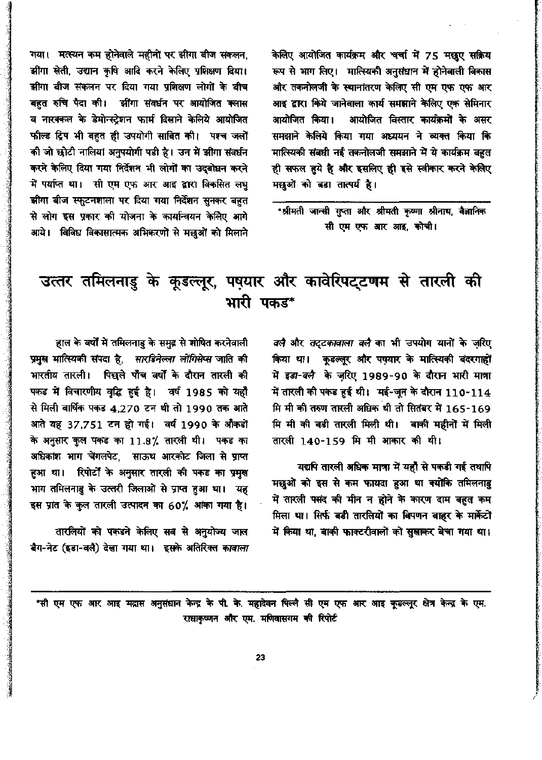गया। मत्स्यन कम होनेवाले महीनों पर झींगा बीज संकलन, झींगा खेती, उद्यान कृषि आदि करने केलिए प्रशिक्षण दिया। झींगा बीज संकलन पर दिया गया प्रशिक्षण लोगों के बीच बहुत रुचि पैदा की। झींगा संवर्धन पर आयोजित क्लास व नारक्कल के डेमोन्स्ट्रेशन फार्म दिखाने केलिये आयोजित फील्ड ट्रिप भी बहुत ही उपयोगी साबित की। पश्च जलों की जो छोटी नालियां अनुपयोगी पडी है। उन में झींगा संवर्धन करने केलिए दिया गया निर्देशन भी लोगों का उद्बोधन करने में पर्याप्त था। सी एम एफ आर आइ द्वारा विकसित लघु झींगा बीज स्फुटनशाला पर दिया गया निर्देशन सुनकर बहुत से लोग इस प्रकार की योजना के कार्यान्वयन केलिए आगे आये। विविध विकासात्मक अभिकरणों से मछुओं को मिलाने केलिए आयोजित कार्यक्रम और चर्चा में 75 मछुए सक्रिय रूप से भाग लिए। मात्स्यिकी अनुसंधान में होनेवाली विकास और तकनोलजी के स्थानांतरण केलिए सी एम एफ आर आइ द्वारा किये जानेवाला कार्य समझाने केलिए एक सेमिनार आयोजित किया। आयोजित विस्तार कार्यक्रमों के असर समझाने केलिये किया गया अध्ययन ने व्यक्त किया कि मात्स्यिकी संबंधी नई तकनोलजी समझाने में ये कार्यक्रम बहुत ही सफल हुये है और इसलिए ही इसे स्वीकार करने केलिए मछुओं को बडा तात्पर्य है।

*श्रीमती जान्सी गुप्ता और श्रीमती कृष्णा श्रीनाथ, वैज्ञानिक सी एम एफ आर आइ, कोची।

# उत्तर तमिलनाडु के कूडल्लूर, पष़यार और कावेरिपट्टणम से तारली की भारी पकड*

हाल के वर्षों में तमिलनाडु के समुद्र से शोषित करनेवाली प्रमुख मात्स्यिकी संपदा है, *सारडिनेल्ला लोंगिसेप्स* जाति की भारतीय तारली। पिछले पाँच वर्षों के दौरान तारली की पकड में विचारणीय वृद्धि हुई है। वर्ष 1985 को यहाँ से मिली वार्षिक पकड 4,270 टन थी तो 1990 तक आते आते यह 37,751 टन हो गई। वर्ष 1990 के आँकडों के अनुसार कुल पकड का 11.8% तारली थी। पकड का अधिकांश भाग चेंगलपेट, साऊथ आरकोट जिला से प्राप्त हुआ था। रिपोर्टों के अनुसार तारली की पकड का प्रमुख भाग तमिलनाडु के उत्तरी जिलाओं से प्राप्त हुआ था। यह इस प्रांत के कुल तारली उत्पादन का 60% आंका गया है।

तारलियों को पकडने केलिए सब से अनुयोज्य जाल बैग-नेट (इडा-वलै) देखा गया था। इसके अतिरिक्त *कावाला वलै* और *तट्टकावाला वलै* का भी उपयोग यानों के ज़रिए किया था। कूडल्लूर और पष़यार के मात्स्यिकी बंदरगाहों में *इडा-वलै* के ज़रिए 1989-90 के दौरान भारी मात्रा में तारली की पकड हुई थी। मई-जून के दौरान 110-114 मि मी की तरुण तारली अधिक थी तो सितंबर में 165-169 मि मी की बडी तारली मिली थी। बाकी महीनों में मिली तारली 140-159 मि मी आकार की थी।

यद्यपि तारली अधिक मात्रा में यहाँ से पकडी गई तथापि मछुओं को इस से कम फायदा हुआ था क्योंकि तमिलनाडु में तारली पसंद की मीन न होने के कारण दाम बहुत कम मिला था। सिर्फ बडी तारलियों का विपणन बाहर के मार्केटों में किया था, बाकी फाक्टरीवालों को सुखाकर बेचा गया था।

*सी एम एफ आर आइ मद्रास अनुसंधान केन्द्र के पी. के. महादेवन पिल्लै सी एम एफ आर आइ कूडल्लूर क्षेत्र केन्द्र के एम. राधाकृष्णन और एम. मणिवासगम की रिपोर्ट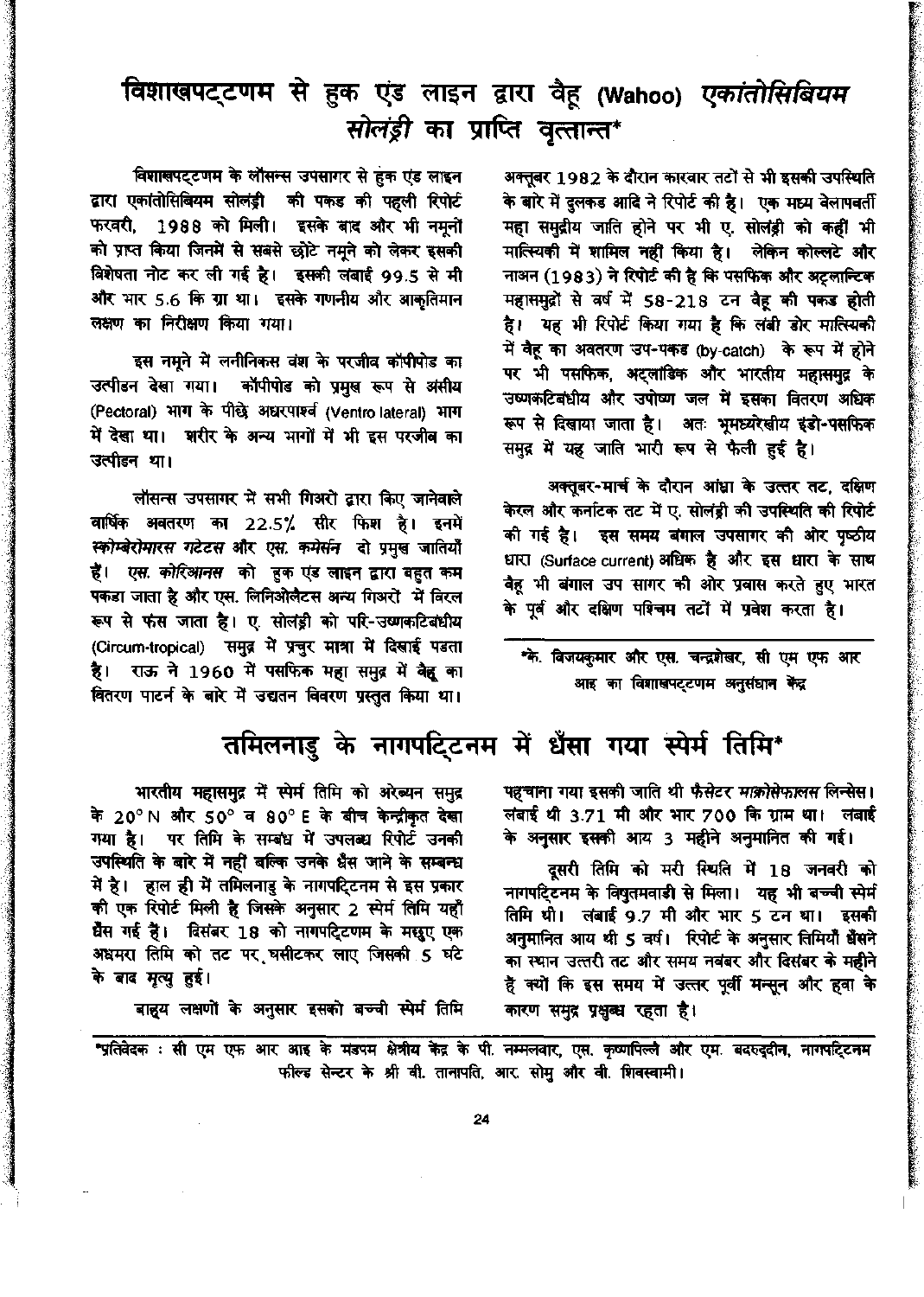# विशाखपट्टणम से हुक एंड लाइन द्वारा वैहू (Wahoo) *एकांतोसिबियम सोलंड्री* का प्राप्ति वृत्तान्त*

विशाखपट्टणम के लौसन्स उपसागर से हुक एंड लाइन द्वारा एकांतोसिबियम सोलंड्री की पकड की पहली रिपोर्ट फरवरी, 1988 को मिली। इसके बाद और भी नमूनों को प्राप्त किया जिनमें से सबसे छोटे नमूने को लेकर इसकी विशेषता नोट कर ली गई है। इसकी लंबाई 99.5 से मी और भार 5.6 कि ग्रा था। इसके गणनीय और आकृतिमान लक्षण का निरीक्षण किया गया।

इस नमूने में लनीनिकस वंश के परजीव कॉपीपोड का उत्पीडन देखा गया। कॉपीपोड को प्रमुख रूप से अंसीय (Pectoral) भाग के पीछे अधरपार्श्व (Ventro lateral) भाग में देखा था। शरीर के अन्य भागों में भी इस परजीव का उत्पीडन था।

लौसन्स उपसागर में सभी गिअरों द्वारा किए जानेवाले वार्षिक अवतरण का 22.5% सीर फिश है। इनमें *स्कोम्बेरोमारस गटेटस* और *एस. कमेर्सन* दो प्रमुख जातियाँ हैं। *एस. कोरिआनस* को हुक एंड लाइन द्वारा बहुत कम पकडा जाता है और एस. लिनिओलैटस अन्य गिअरों में विरल रूप से फंस जाता है। ए. सोलंड्री को परि-उष्णकटिबंधीय (Circum-tropical) समुद्र में प्रचुर मात्रा में दिखाई पडता है। राऊ ने 1960 में पसफिक महा समुद्र में वैहू का वितरण पाटर्न के बारे में उद्यतन विवरण प्रस्तुत किया था। अक्तूबर 1982 के दौरान कारवार तटों से भी इसकी उपस्थिति के बारे में दुलकड आदि ने रिपोर्ट की है। एक मध्य वेलापवर्ती महा समुद्रीय जाति होने पर भी ए. सोलंड्री को कहीं भी मात्स्यिकी में शामिल नहीं किया है। लेकिन कोल्लटे और नाअन (1983) ने रिपोर्ट की है कि पसफिक और अट्लान्टिक महासमुद्रों से वर्ष में 58-218 टन वैहू की पकड होती है। यह भी रिपोर्ट किया गया है कि लंबी डोर मात्स्यिकी में वैहू का अवतरण उप-पकड (by-catch) के रूप में होने पर भी पसफिक, अट्लांटिक और भारतीय महासमुद्र के उष्णकटिबंधीय और उपोष्ण जल में इसका वितरण अधिक रूप से दिखाया जाता है। अतः भूमध्यरेखीय इंडो-पसफिक समुद्र में यह जाति भारी रूप से फैली हुई है।

अक्तूबर-मार्च के दौरान आंध्रा के उत्तर तट, दक्षिण केरल और कर्नाटक तट में ए. सोलंड्री की उपस्थिति की रिपोर्ट की गई है। इस समय बंगाल उपसागर की ओर पृष्ठीय धारा (Surface current) अधिक है और इस धारा के साथ वैहू भी बंगाल उप सागर की ओर प्रवास करते हुए भारत के पूर्व और दक्षिण पश्चिम तटों में प्रवेश करता है।

*के. विजयकुमार और एस. चन्द्रशेखर, सी एम एफ आर आइ का विशाखपट्टणम अनुसंधान केंद्र

# तमिलनाडु के नागपट्टिनम में धँसा गया स्पेर्म तिमि*

भारतीय महासमुद्र में स्पेर्म तिमि को अरेब्यन समुद्र के 20° N और 50° व 80° E के बीच केन्द्रीकृत देखा गया है। पर तिमि के सम्बंध में उपलब्ध रिपोर्ट उनकी उपस्थिति के बारे में नहीं बल्कि उनके धँस जाने के सम्बन्ध में है। हाल ही में तमिलनाडु के नागपट्टिनम से इस प्रकार की एक रिपोर्ट मिली है जिसके अनुसार 2 स्पेर्म तिमि यहाँ धँस गई हैं। दिसंबर 18 को नागपट्टिणम के मछुए एक अधमरा तिमि को तट पर घसीटकर लाए जिसकी 5 घंटे के बाद मृत्यु हुई।

बाह्य लक्षणों के अनुसार इसको बच्ची स्पेर्म तिमि पहचाना गया इसकी जाति थी फैसेटर *माक्रोसेफालस* लिन्नेस। लंबाई थी 3.71 मी और भार 700 कि ग्राम था। लंबाई के अनुसार इसकी आयु 3 महीने अनुमानित की गई।

दूसरी तिमि को मरी स्थिति में 18 जनवरी को नागपट्टिनम के विधुतमवाडी से मिला। यह भी बच्ची स्पेर्म तिमि थी। लंबाई 9.7 मी और भार 5 टन था। इसकी अनुमानित आय थी 5 वर्ष। रिपोर्ट के अनुसार तिमियाँ धँसने का स्थान उत्तरी तट और समय नवंबर और दिसंबर के महीने हैं क्यों कि इस समय में उत्तर पूर्वी मन्सून और हवा के कारण समुद्र प्रक्षुब्ध रहता है।

*प्रतिवेदक : सी एम एफ आर आइ के मंडपम क्षेत्रीय केंद्र के पी. नम्मलवार, एस. कृष्णपिल्लै और एम. बदरुद्दीन, नागपट्टिनम फील्ड सेन्टर के श्री वी. तानापति, आर. सोमु और वी. शिवस्वामी।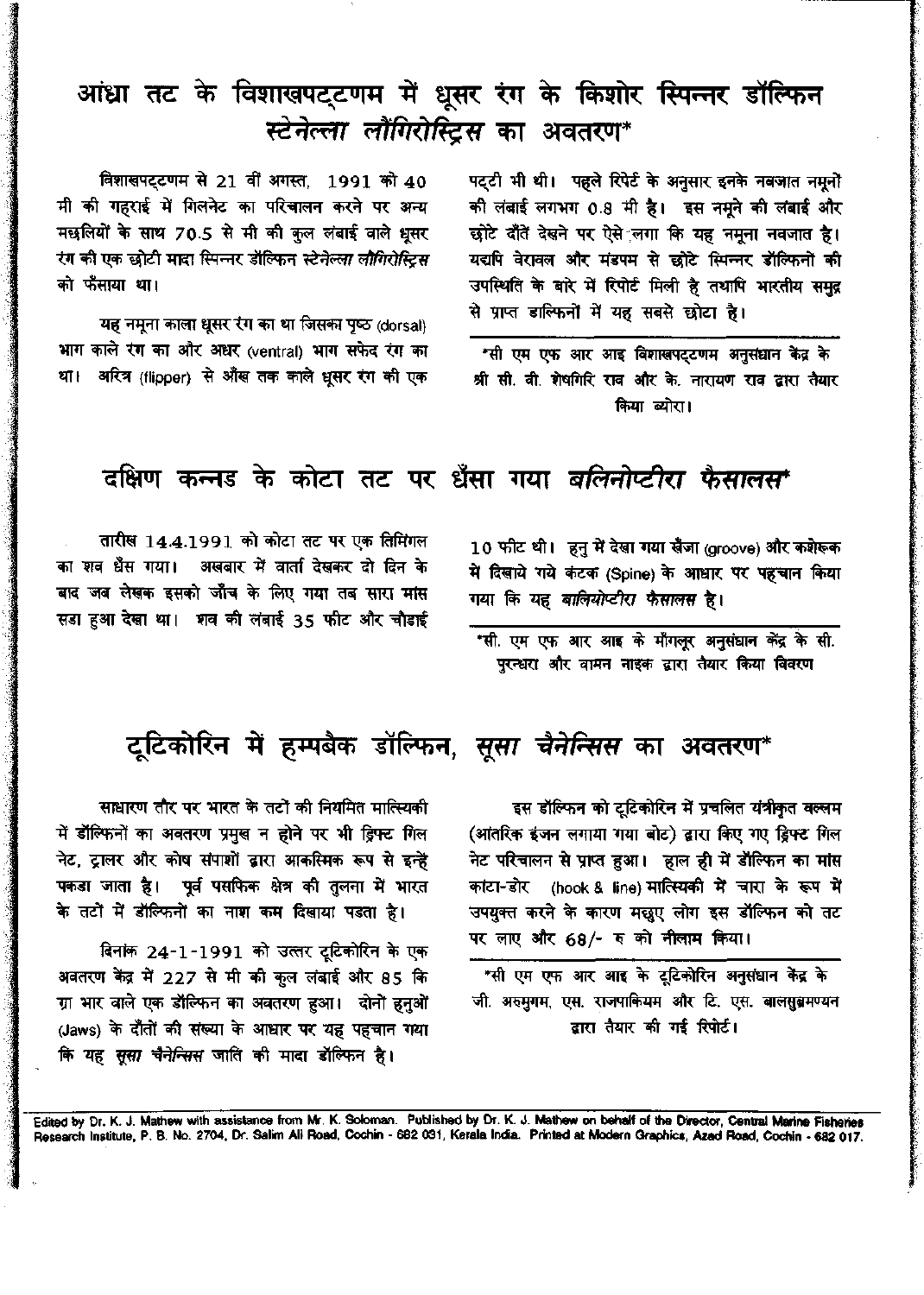# आंध्रा तट के विशाखपट्टणम में धूसर रंग के किशोर स्पिन्नर डॉल्फिन *स्टेनेल्ला लौंगिरोस्ट्रिस* का अवतरण*

विशाखपट्टणम से 21 वीं अगस्त, 1991 को 40 मी की गहराई में गिलनेट का परिचालन करने पर अन्य मछलियों के साथ 70.5 से मी की कुल लंबाई वाले धूसर रंग की एक छोटी मादा स्पिन्नर डॉल्फिन *स्टेनेल्ला लौंगिरोस्ट्रिस* को फँसाया था।

यह नमूना काला धूसर रंग का था जिसका पृष्ठ (dorsal) भाग काले रंग का और अधर (ventral) भाग सफेद रंग का था। अरित्र (flipper) से आँख तक काले धूसर रंग की एक पट्टी भी थी। पहले रिपोर्ट के अनुसार इनके नवजात नमूनों की लंबाई लगभग 0.8 मी है। इस नमूने की लंबाई और छोटे दाँतें देखने पर ऐसे लगा कि यह नमूना नवजात है। यद्यपि वेरावल और मंडपम से छोटे स्पिन्नर डॉल्फिनों की उपस्थिति के बारे में रिपोर्ट मिली है तथापि भारतीय समुद्र से प्राप्त डाल्फिनों में यह सबसे छोटा है।

*सी एम एफ आर आइ विशाखपट्टणम अनुसंधान केंद्र के श्री सी. वी. शेषगिरि राव और के. नारायण राव द्वारा तैयार किया ब्योरा।

# दक्षिण कन्नड के कोटा तट पर धँसा गया *बलिनोप्टीरा फैसालस**

तारीख 14.4.1991 को कोटा तट पर एक तिमिंगल का शव धँस गया। अखबार में वार्ता देखकर दो दिन के बाद जब लेखक इसको जाँच के लिए गया तब सारा मांस सडा हुआ देखा था। शव की लंबाई 35 फीट और चौडाई 10 फीट थी। हनु में देखा गया खाँजा (groove) और कशेरूक में दिखाये गये कंटक (Spine) के आधार पर पहचान किया गया कि यह *बालियोप्टीरा फैसालस* है।

*सी. एम एफ आर आइ के मैंगलूर अनुसंधान केंद्र के सी. पुरन्धरा और वामन नाइक द्वारा तैयार किया विवरण

# टूटिकोरिन में हम्पबैक डॉल्फिन, *सूसा चैनेन्सिस* का अवतरण*

साधारण तौर पर भारत के तटों की नियमित मात्स्यिकी में डॉल्फिनों का अवतरण प्रमुख न होने पर भी ड्रिफ्ट गिल नेट, ट्रालर और कोष संपाशों द्वारा आकस्मिक रूप से इन्हें पकडा जाता है। पूर्व पसफिक क्षेत्र की तुलना में भारत के तटों में डॉल्फिनों का नाश कम दिखाया पडता है।

दिनांक 24-1-1991 को उत्तर टूटिकोरिन के एक अवतरण केंद्र में 227 से मी की कुल लंबाई और 85 कि ग्रा भार वाले एक डॉल्फिन का अवतरण हुआ। दोनों हनुओं (Jaws) के दाँतों की संख्या के आधार पर यह पहचान गया कि यह *सूसा चैनेन्सिस* जाति की मादा डॉल्फिन है।

इस डॉल्फिन को टूटिकोरिन में प्रचलित यंत्रीकृत वल्लम (आंतरिक इंजन लगाया गया बोट) द्वारा किए गए ड्रिफ्ट गिल नेट परिचालन से प्राप्त हुआ। हाल ही में डॉल्फिन का मांस कांटा-डोर (hook & line) मात्स्यिकी में चारा के रूप में उपयुक्त करने के कारण मछुए लोग इस डॉल्फिन को तट पर लाए और 68/- रु को नीलाम किया।

*सी एम एफ आर आइ के टूटिकोरिन अनुसंधान केंद्र के जी. अरुमुगम, एस. राजपाकियम और टि. एस. बालसुब्रमण्यन द्वारा तैयार की गई रिपोर्ट।

Edited by Dr. K. J. Mathew with assistance from Mr. K. Soloman. Published by Dr. K. J. Mathew on behalf of the Director, Central Marine Fisheries Research Institute, P. B. No. 2704, Dr. Salim Ali Road, Cochin - 682 031, Kerala India. Printed at Modern Graphics, Azad Road, Cochin - 682 017.